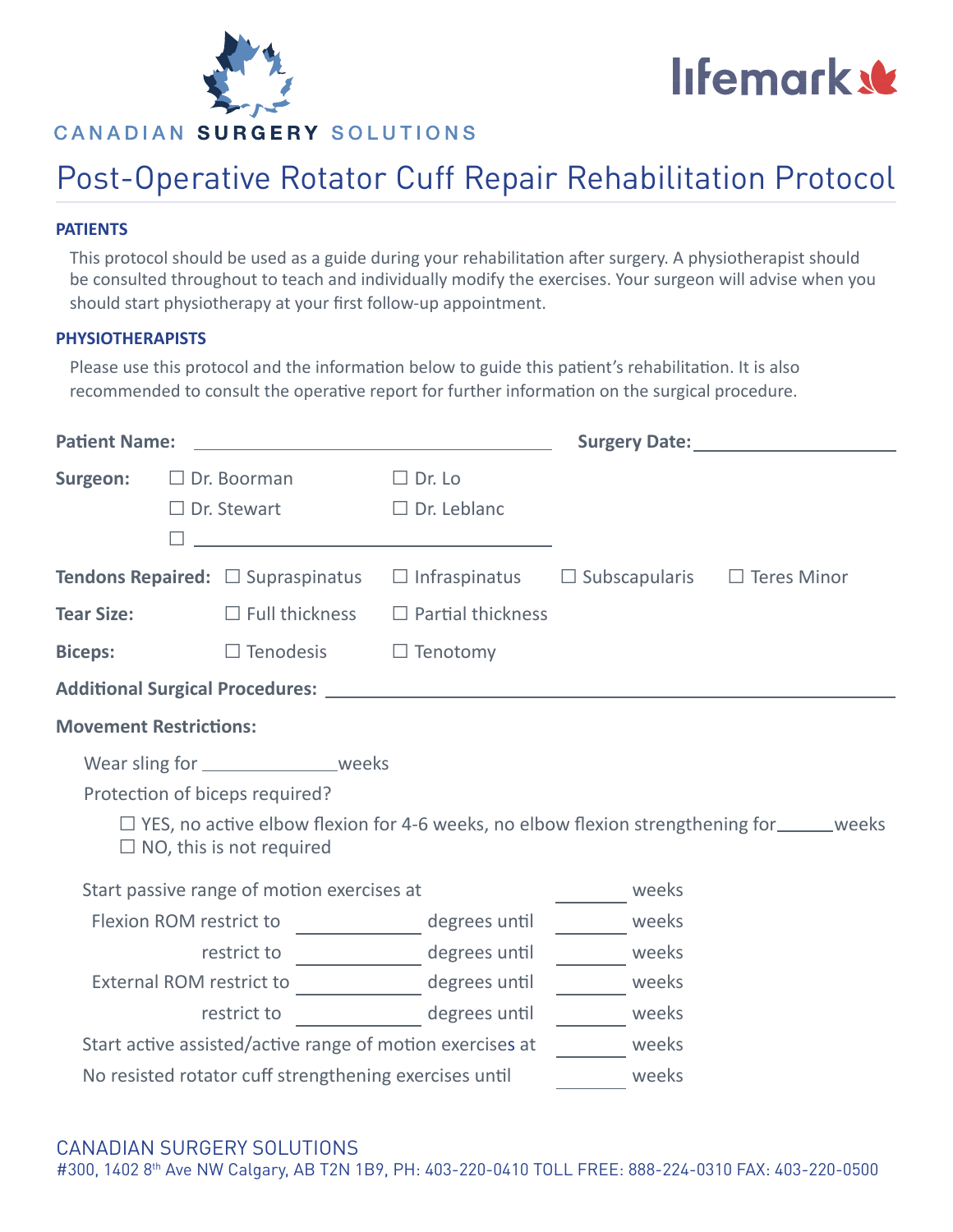CANADIAN **SURGERY** SOLUTIONS

lifemark

# Post-Operative Rotator Cuff Repair Rehabilitation Protocol

### PATIENTS

This protocol should be used as a guide during your rehabilitation after surgery. A physiotherapist should be consulted throughout to teach and individually modify the exercises. Your surgeon will advise when you should start physiotherapy at your first follow-up appointment.

### PHYSIOTHERAPISTS

Please use this protocol and the information below to guide this patient's rehabilitation. It is also recommended to consult the operative report for further information on the surgical procedure.

**Patient Name:** ______________________________ **Surgery Date:** ____________________

**Surgeon:** ☐ Dr. Boorman ☐ Dr. Lo
☐ Dr. Stewart ☐ Dr. Leblanc
☐ ______________________________

**Tendons Repaired:** ☐ Supraspinatus ☐ Infraspinatus ☐ Subscapularis ☐ Teres Minor

**Tear Size:** ☐ Full thickness ☐ Partial thickness

**Biceps:** ☐ Tenodesis ☐ Tenotomy

**Additional Surgical Procedures:** ______________________________

**Movement Restrictions:**

Wear sling for ____________ weeks

Protection of biceps required?

☐ YES, no active elbow flexion for 4-6 weeks, no elbow flexion strengthening for _____ weeks
☐ NO, this is not required

Start passive range of motion exercises at _______ weeks

Flexion ROM restrict to ___________ degrees until _______ weeks

restrict to ___________ degrees until _______ weeks

External ROM restrict to ___________ degrees until _______ weeks

restrict to ___________ degrees until _______ weeks

Start active assisted/active range of motion exercises at _______ weeks

No resisted rotator cuff strengthening exercises until _______ weeks

CANADIAN SURGERY SOLUTIONS
#300, 1402 8th Ave NW Calgary, AB T2N 1B9, PH: 403-220-0410 TOLL FREE: 888-224-0310 FAX: 403-220-0500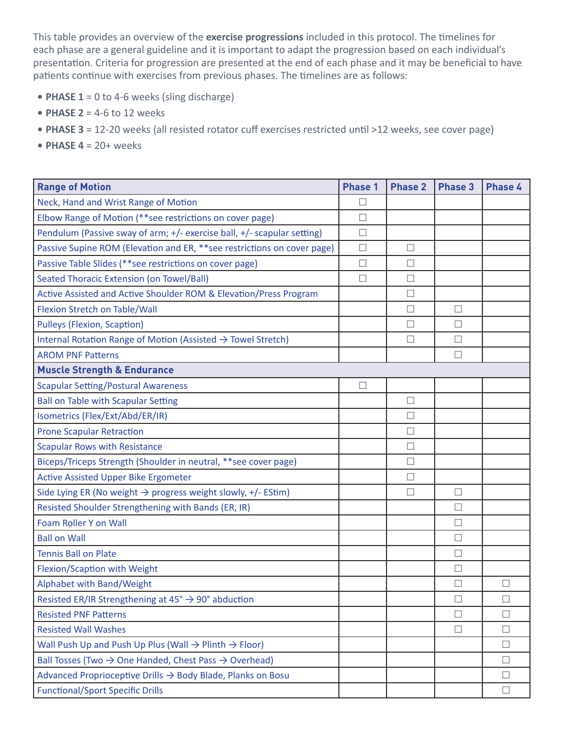This table provides an overview of the **exercise progressions** included in this protocol. The timelines for each phase are a general guideline and it is important to adapt the progression based on each individual's presentation. Criteria for progression are presented at the end of each phase and it may be beneficial to have patients continue with exercises from previous phases. The timelines are as follows:

- **PHASE 1** = 0 to 4-6 weeks (sling discharge)
- **PHASE 2** = 4-6 to 12 weeks
- **PHASE 3** = 12-20 weeks (all resisted rotator cuff exercises restricted until >12 weeks, see cover page)
- **PHASE 4** = 20+ weeks

| **Range of Motion** | **Phase 1** | **Phase 2** | **Phase 3** | **Phase 4** |
|---|---|---|---|---|
| Neck, Hand and Wrist Range of Motion | ☐ | | | |
| Elbow Range of Motion (**see restrictions on cover page) | ☐ | | | |
| Pendulum (Passive sway of arm; +/- exercise ball, +/- scapular setting) | ☐ | | | |
| Passive Supine ROM (Elevation and ER, **see restrictions on cover page) | ☐ | ☐ | | |
| Passive Table Slides (**see restrictions on cover page) | ☐ | ☐ | | |
| Seated Thoracic Extension (on Towel/Ball) | ☐ | ☐ | | |
| Active Assisted and Active Shoulder ROM & Elevation/Press Program | | ☐ | | |
| Flexion Stretch on Table/Wall | | ☐ | ☐ | |
| Pulleys (Flexion, Scaption) | | ☐ | ☐ | |
| Internal Rotation Range of Motion (Assisted → Towel Stretch) | | ☐ | ☐ | |
| AROM PNF Patterns | | | ☐ | |
| **Muscle Strength & Endurance** | | | | |
| Scapular Setting/Postural Awareness | ☐ | | | |
| Ball on Table with Scapular Setting | | ☐ | | |
| Isometrics (Flex/Ext/Abd/ER/IR) | | ☐ | | |
| Prone Scapular Retraction | | ☐ | | |
| Scapular Rows with Resistance | | ☐ | | |
| Biceps/Triceps Strength (Shoulder in neutral, **see cover page) | | ☐ | | |
| Active Assisted Upper Bike Ergometer | | ☐ | | |
| Side Lying ER (No weight → progress weight slowly, +/- EStim) | | ☐ | ☐ | |
| Resisted Shoulder Strengthening with Bands (ER, IR) | | | ☐ | |
| Foam Roller Y on Wall | | | ☐ | |
| Ball on Wall | | | ☐ | |
| Tennis Ball on Plate | | | ☐ | |
| Flexion/Scaption with Weight | | | ☐ | |
| Alphabet with Band/Weight | | | ☐ | ☐ |
| Resisted ER/IR Strengthening at 45° → 90° abduction | | | ☐ | ☐ |
| Resisted PNF Patterns | | | ☐ | ☐ |
| Resisted Wall Washes | | | ☐ | ☐ |
| Wall Push Up and Push Up Plus (Wall → Plinth → Floor) | | | | ☐ |
| Ball Tosses (Two → One Handed, Chest Pass → Overhead) | | | | ☐ |
| Advanced Proprioceptive Drills → Body Blade, Planks on Bosu | | | | ☐ |
| Functional/Sport Specific Drills | | | | ☐ |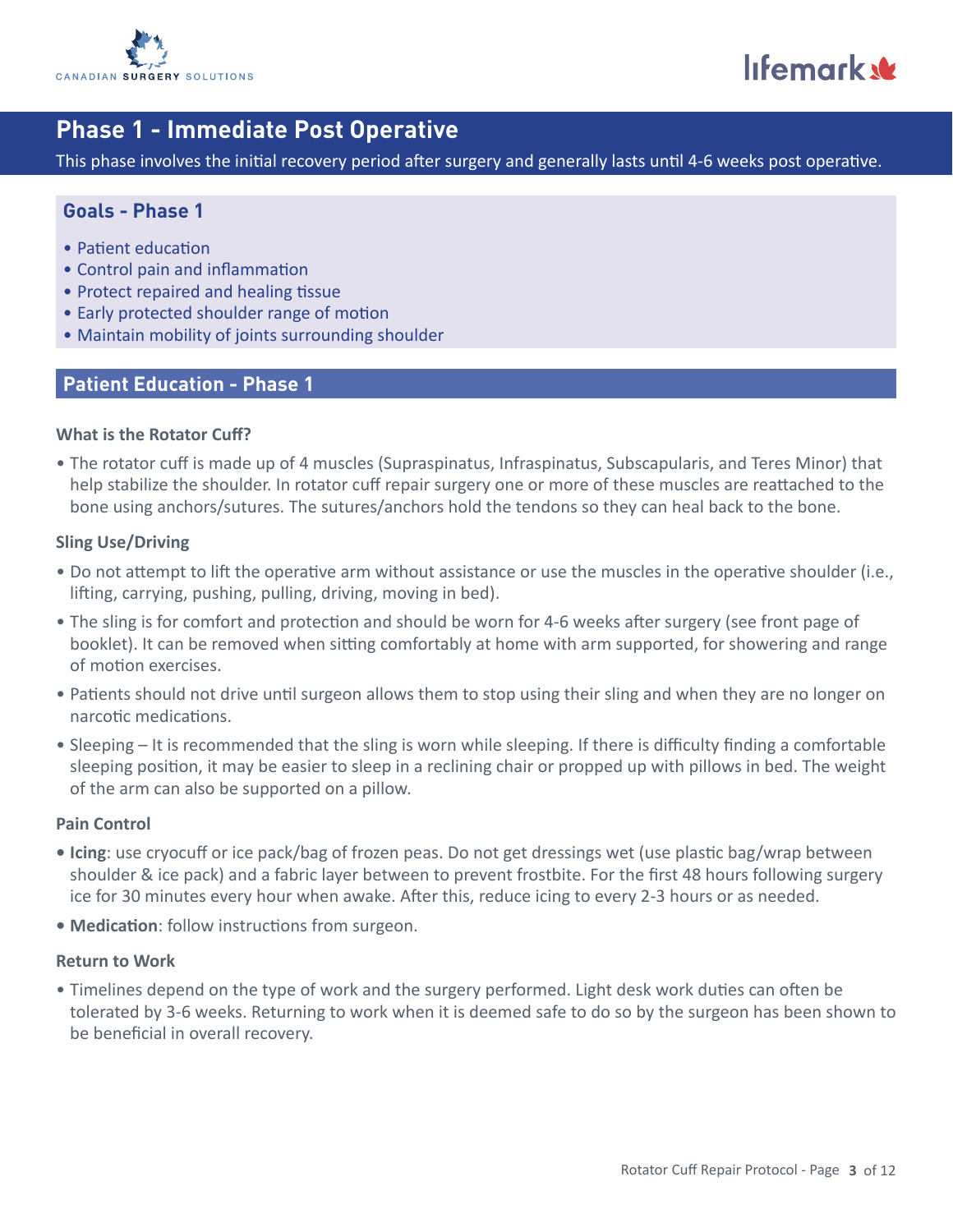## Phase 1 - Immediate Post Operative

This phase involves the initial recovery period after surgery and generally lasts until 4-6 weeks post operative.

### Goals - Phase 1

- Patient education
- Control pain and inflammation
- Protect repaired and healing tissue
- Early protected shoulder range of motion
- Maintain mobility of joints surrounding shoulder

### Patient Education - Phase 1

**What is the Rotator Cuff?**

- The rotator cuff is made up of 4 muscles (Supraspinatus, Infraspinatus, Subscapularis, and Teres Minor) that help stabilize the shoulder. In rotator cuff repair surgery one or more of these muscles are reattached to the bone using anchors/sutures. The sutures/anchors hold the tendons so they can heal back to the bone.

**Sling Use/Driving**

- Do not attempt to lift the operative arm without assistance or use the muscles in the operative shoulder (i.e., lifting, carrying, pushing, pulling, driving, moving in bed).
- The sling is for comfort and protection and should be worn for 4-6 weeks after surgery (see front page of booklet). It can be removed when sitting comfortably at home with arm supported, for showering and range of motion exercises.
- Patients should not drive until surgeon allows them to stop using their sling and when they are no longer on narcotic medications.
- Sleeping – It is recommended that the sling is worn while sleeping. If there is difficulty finding a comfortable sleeping position, it may be easier to sleep in a reclining chair or propped up with pillows in bed. The weight of the arm can also be supported on a pillow.

**Pain Control**

- **Icing**: use cryocuff or ice pack/bag of frozen peas. Do not get dressings wet (use plastic bag/wrap between shoulder & ice pack) and a fabric layer between to prevent frostbite. For the first 48 hours following surgery ice for 30 minutes every hour when awake. After this, reduce icing to every 2-3 hours or as needed.
- **Medication**: follow instructions from surgeon.

**Return to Work**

- Timelines depend on the type of work and the surgery performed. Light desk work duties can often be tolerated by 3-6 weeks. Returning to work when it is deemed safe to do so by the surgeon has been shown to be beneficial in overall recovery.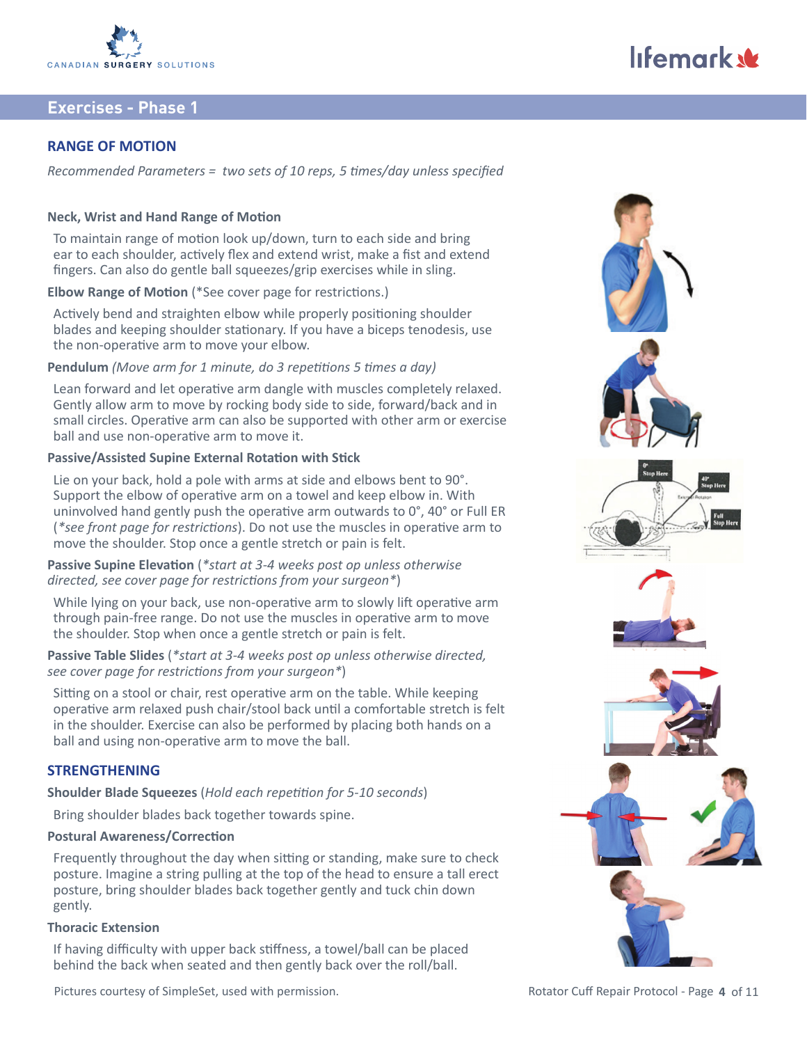## Exercises - Phase 1

### RANGE OF MOTION

*Recommended Parameters = two sets of 10 reps, 5 times/day unless specified*

**Neck, Wrist and Hand Range of Motion**

To maintain range of motion look up/down, turn to each side and bring ear to each shoulder, actively flex and extend wrist, make a fist and extend fingers. Can also do gentle ball squeezes/grip exercises while in sling.

**Elbow Range of Motion** (*See cover page for restrictions.)

Actively bend and straighten elbow while properly positioning shoulder blades and keeping shoulder stationary. If you have a biceps tenodesis, use the non-operative arm to move your elbow.

**Pendulum** *(Move arm for 1 minute, do 3 repetitions 5 times a day)*

Lean forward and let operative arm dangle with muscles completely relaxed. Gently allow arm to move by rocking body side to side, forward/back and in small circles. Operative arm can also be supported with other arm or exercise ball and use non-operative arm to move it.

**Passive/Assisted Supine External Rotation with Stick**

Lie on your back, hold a pole with arms at side and elbows bent to 90°. Support the elbow of operative arm on a towel and keep elbow in. With uninvolved hand gently push the operative arm outwards to 0°, 40° or Full ER (*\*see front page for restrictions*). Do not use the muscles in operative arm to move the shoulder. Stop once a gentle stretch or pain is felt.

**Passive Supine Elevation** (*\*start at 3-4 weeks post op unless otherwise directed, see cover page for restrictions from your surgeon\**)

While lying on your back, use non-operative arm to slowly lift operative arm through pain-free range. Do not use the muscles in operative arm to move the shoulder. Stop when once a gentle stretch or pain is felt.

**Passive Table Slides** (*\*start at 3-4 weeks post op unless otherwise directed, see cover page for restrictions from your surgeon\**)

Sitting on a stool or chair, rest operative arm on the table. While keeping operative arm relaxed push chair/stool back until a comfortable stretch is felt in the shoulder. Exercise can also be performed by placing both hands on a ball and using non-operative arm to move the ball.

### STRENGTHENING

**Shoulder Blade Squeezes** (*Hold each repetition for 5-10 seconds*)

Bring shoulder blades back together towards spine.

**Postural Awareness/Correction**

Frequently throughout the day when sitting or standing, make sure to check posture. Imagine a string pulling at the top of the head to ensure a tall erect posture, bring shoulder blades back together gently and tuck chin down gently.

**Thoracic Extension**

If having difficulty with upper back stiffness, a towel/ball can be placed behind the back when seated and then gently back over the roll/ball.

Pictures courtesy of SimpleSet, used with permission.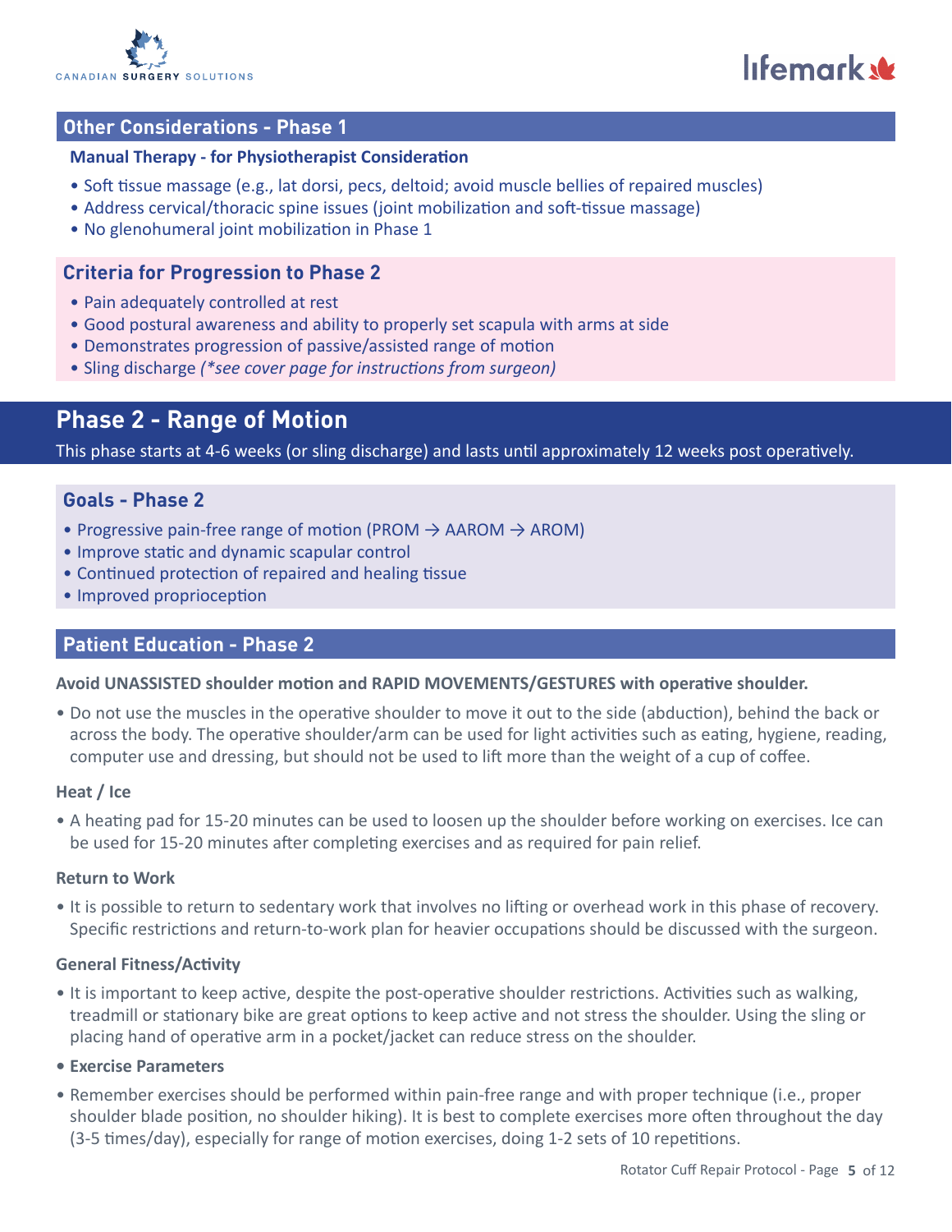## Other Considerations - Phase 1

**Manual Therapy - for Physiotherapist Consideration**

- Soft tissue massage (e.g., lat dorsi, pecs, deltoid; avoid muscle bellies of repaired muscles)
- Address cervical/thoracic spine issues (joint mobilization and soft-tissue massage)
- No glenohumeral joint mobilization in Phase 1

## Criteria for Progression to Phase 2

- Pain adequately controlled at rest
- Good postural awareness and ability to properly set scapula with arms at side
- Demonstrates progression of passive/assisted range of motion
- Sling discharge *(\*see cover page for instructions from surgeon)*

# Phase 2 - Range of Motion

This phase starts at 4-6 weeks (or sling discharge) and lasts until approximately 12 weeks post operatively.

## Goals - Phase 2

- Progressive pain-free range of motion (PROM → AAROM → AROM)
- Improve static and dynamic scapular control
- Continued protection of repaired and healing tissue
- Improved proprioception

## Patient Education - Phase 2

**Avoid UNASSISTED shoulder motion and RAPID MOVEMENTS/GESTURES with operative shoulder.**

- Do not use the muscles in the operative shoulder to move it out to the side (abduction), behind the back or across the body. The operative shoulder/arm can be used for light activities such as eating, hygiene, reading, computer use and dressing, but should not be used to lift more than the weight of a cup of coffee.

**Heat / Ice**

- A heating pad for 15-20 minutes can be used to loosen up the shoulder before working on exercises. Ice can be used for 15-20 minutes after completing exercises and as required for pain relief.

**Return to Work**

- It is possible to return to sedentary work that involves no lifting or overhead work in this phase of recovery. Specific restrictions and return-to-work plan for heavier occupations should be discussed with the surgeon.

**General Fitness/Activity**

- It is important to keep active, despite the post-operative shoulder restrictions. Activities such as walking, treadmill or stationary bike are great options to keep active and not stress the shoulder. Using the sling or placing hand of operative arm in a pocket/jacket can reduce stress on the shoulder.
- **Exercise Parameters**
- Remember exercises should be performed within pain-free range and with proper technique (i.e., proper shoulder blade position, no shoulder hiking). It is best to complete exercises more often throughout the day (3-5 times/day), especially for range of motion exercises, doing 1-2 sets of 10 repetitions.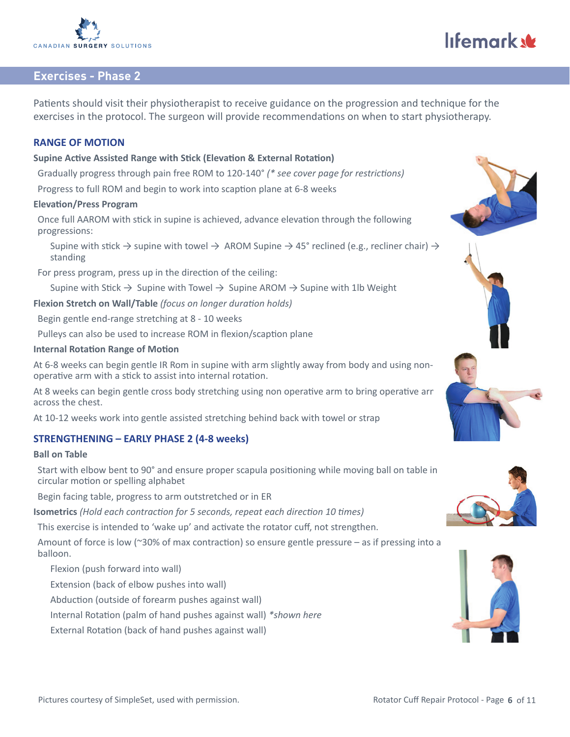## Exercises - Phase 2

Patients should visit their physiotherapist to receive guidance on the progression and technique for the exercises in the protocol. The surgeon will provide recommendations on when to start physiotherapy.

### RANGE OF MOTION

**Supine Active Assisted Range with Stick (Elevation & External Rotation)**

Gradually progress through pain free ROM to 120-140° *(* see cover page for restrictions)*

Progress to full ROM and begin to work into scaption plane at 6-8 weeks

**Elevation/Press Program**

Once full AAROM with stick in supine is achieved, advance elevation through the following progressions:

Supine with stick → supine with towel → AROM Supine → 45° reclined (e.g., recliner chair) → standing

For press program, press up in the direction of the ceiling:

Supine with Stick → Supine with Towel → Supine AROM → Supine with 1lb Weight

**Flexion Stretch on Wall/Table** *(focus on longer duration holds)*

Begin gentle end-range stretching at 8 - 10 weeks

Pulleys can also be used to increase ROM in flexion/scaption plane

**Internal Rotation Range of Motion**

At 6-8 weeks can begin gentle IR Rom in supine with arm slightly away from body and using non-operative arm with a stick to assist into internal rotation.

At 8 weeks can begin gentle cross body stretching using non operative arm to bring operative arr across the chest.

At 10-12 weeks work into gentle assisted stretching behind back with towel or strap

### STRENGTHENING – EARLY PHASE 2 (4-8 weeks)

**Ball on Table**

Start with elbow bent to 90° and ensure proper scapula positioning while moving ball on table in circular motion or spelling alphabet

Begin facing table, progress to arm outstretched or in ER

**Isometrics** *(Hold each contraction for 5 seconds, repeat each direction 10 times)*

This exercise is intended to 'wake up' and activate the rotator cuff, not strengthen.

Amount of force is low (~30% of max contraction) so ensure gentle pressure – as if pressing into a balloon.

Flexion (push forward into wall)

Extension (back of elbow pushes into wall)

Abduction (outside of forearm pushes against wall)

Internal Rotation (palm of hand pushes against wall) **shown here*

External Rotation (back of hand pushes against wall)

Pictures courtesy of SimpleSet, used with permission.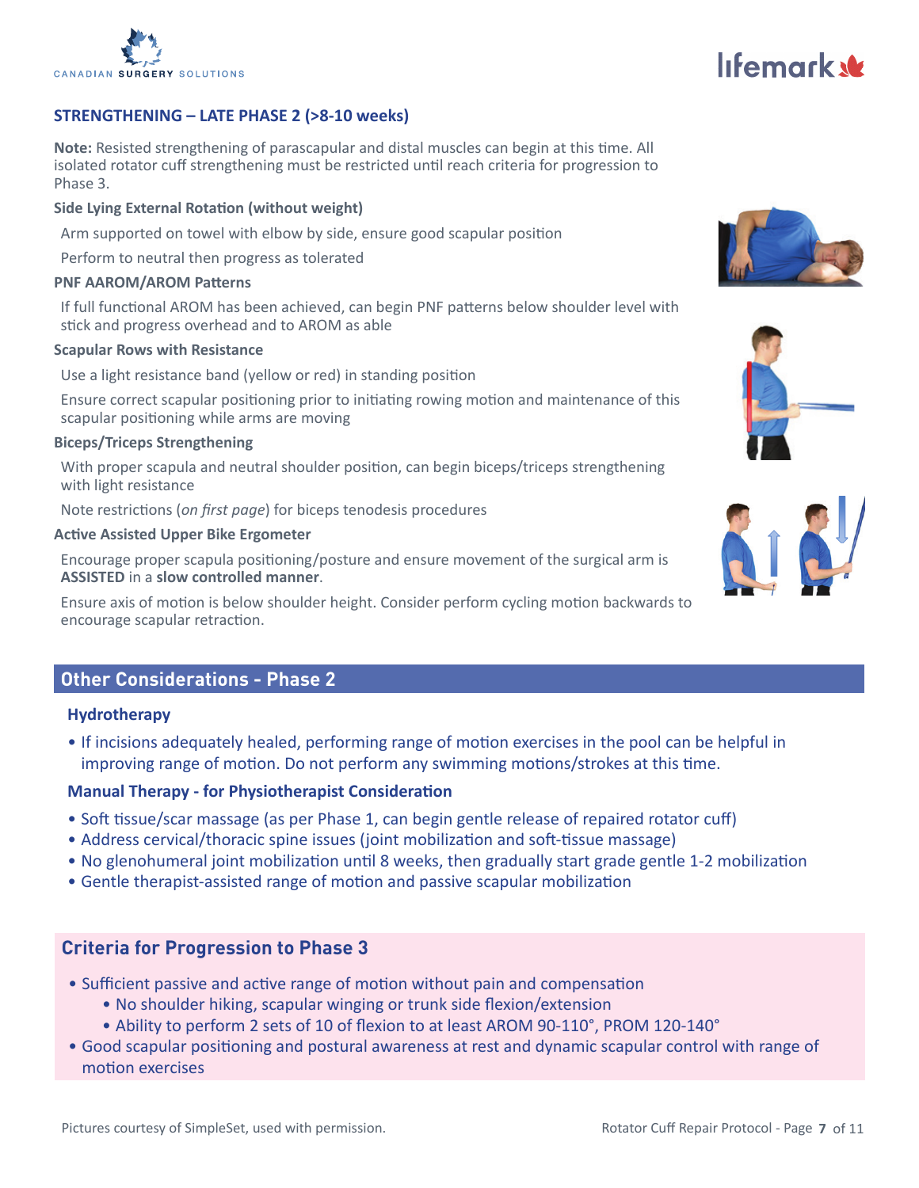## STRENGTHENING – LATE PHASE 2 (>8-10 weeks)

**Note:** Resisted strengthening of parascapular and distal muscles can begin at this time. All isolated rotator cuff strengthening must be restricted until reach criteria for progression to Phase 3.

**Side Lying External Rotation (without weight)**

Arm supported on towel with elbow by side, ensure good scapular position

Perform to neutral then progress as tolerated

**PNF AAROM/AROM Patterns**

If full functional AROM has been achieved, can begin PNF patterns below shoulder level with stick and progress overhead and to AROM as able

**Scapular Rows with Resistance**

Use a light resistance band (yellow or red) in standing position

Ensure correct scapular positioning prior to initiating rowing motion and maintenance of this scapular positioning while arms are moving

**Biceps/Triceps Strengthening**

With proper scapula and neutral shoulder position, can begin biceps/triceps strengthening with light resistance

Note restrictions (*on first page*) for biceps tenodesis procedures

**Active Assisted Upper Bike Ergometer**

Encourage proper scapula positioning/posture and ensure movement of the surgical arm is **ASSISTED** in a **slow controlled manner**.

Ensure axis of motion is below shoulder height. Consider perform cycling motion backwards to encourage scapular retraction.

## Other Considerations - Phase 2

### Hydrotherapy

- If incisions adequately healed, performing range of motion exercises in the pool can be helpful in improving range of motion. Do not perform any swimming motions/strokes at this time.

### Manual Therapy - for Physiotherapist Consideration

- Soft tissue/scar massage (as per Phase 1, can begin gentle release of repaired rotator cuff)
- Address cervical/thoracic spine issues (joint mobilization and soft-tissue massage)
- No glenohumeral joint mobilization until 8 weeks, then gradually start grade gentle 1-2 mobilization
- Gentle therapist-assisted range of motion and passive scapular mobilization

## Criteria for Progression to Phase 3

- Sufficient passive and active range of motion without pain and compensation
    - No shoulder hiking, scapular winging or trunk side flexion/extension
    - Ability to perform 2 sets of 10 of flexion to at least AROM 90-110°, PROM 120-140°
- Good scapular positioning and postural awareness at rest and dynamic scapular control with range of motion exercises

Pictures courtesy of SimpleSet, used with permission.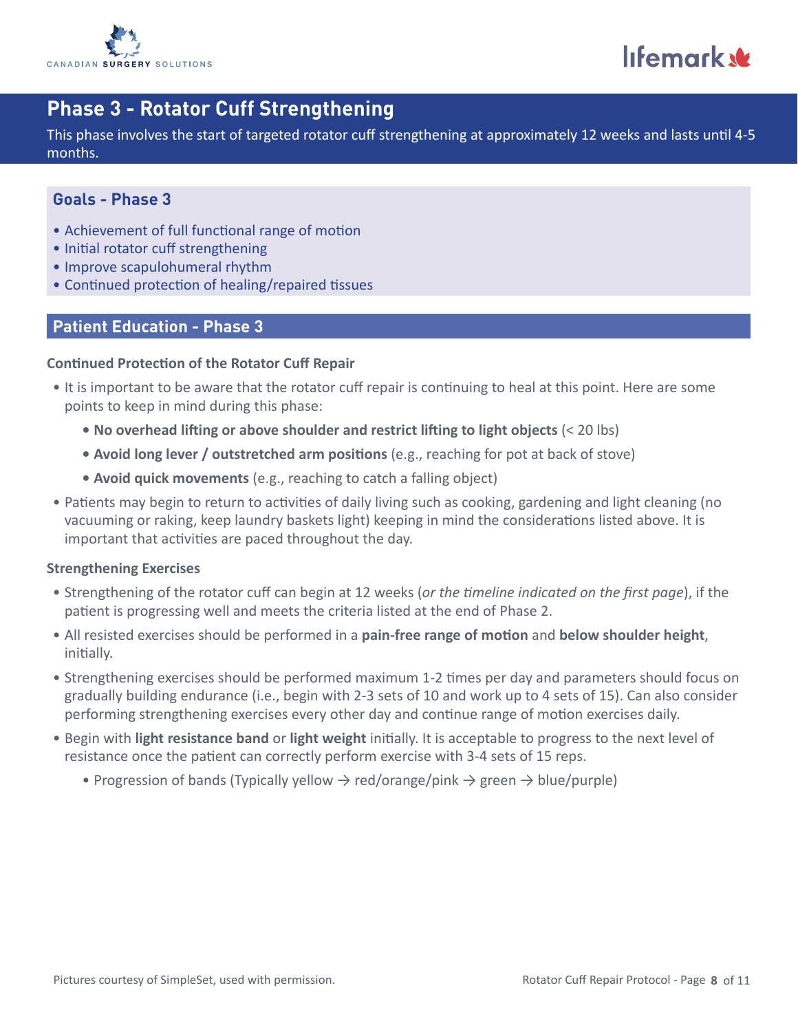# Phase 3 - Rotator Cuff Strengthening

This phase involves the start of targeted rotator cuff strengthening at approximately 12 weeks and lasts until 4-5 months.

## Goals - Phase 3

- Achievement of full functional range of motion
- Initial rotator cuff strengthening
- Improve scapulohumeral rhythm
- Continued protection of healing/repaired tissues

## Patient Education - Phase 3

### Continued Protection of the Rotator Cuff Repair

- It is important to be aware that the rotator cuff repair is continuing to heal at this point. Here are some points to keep in mind during this phase:
    - **No overhead lifting or above shoulder and restrict lifting to light objects** (< 20 lbs)
    - **Avoid long lever / outstretched arm positions** (e.g., reaching for pot at back of stove)
    - **Avoid quick movements** (e.g., reaching to catch a falling object)
- Patients may begin to return to activities of daily living such as cooking, gardening and light cleaning (no vacuuming or raking, keep laundry baskets light) keeping in mind the considerations listed above. It is important that activities are paced throughout the day.

### Strengthening Exercises

- Strengthening of the rotator cuff can begin at 12 weeks (*or the timeline indicated on the first page*), if the patient is progressing well and meets the criteria listed at the end of Phase 2.
- All resisted exercises should be performed in a **pain-free range of motion** and **below shoulder height**, initially.
- Strengthening exercises should be performed maximum 1-2 times per day and parameters should focus on gradually building endurance (i.e., begin with 2-3 sets of 10 and work up to 4 sets of 15). Can also consider performing strengthening exercises every other day and continue range of motion exercises daily.
- Begin with **light resistance band** or **light weight** initially. It is acceptable to progress to the next level of resistance once the patient can correctly perform exercise with 3-4 sets of 15 reps.
    - Progression of bands (Typically yellow → red/orange/pink → green → blue/purple)

Pictures courtesy of SimpleSet, used with permission.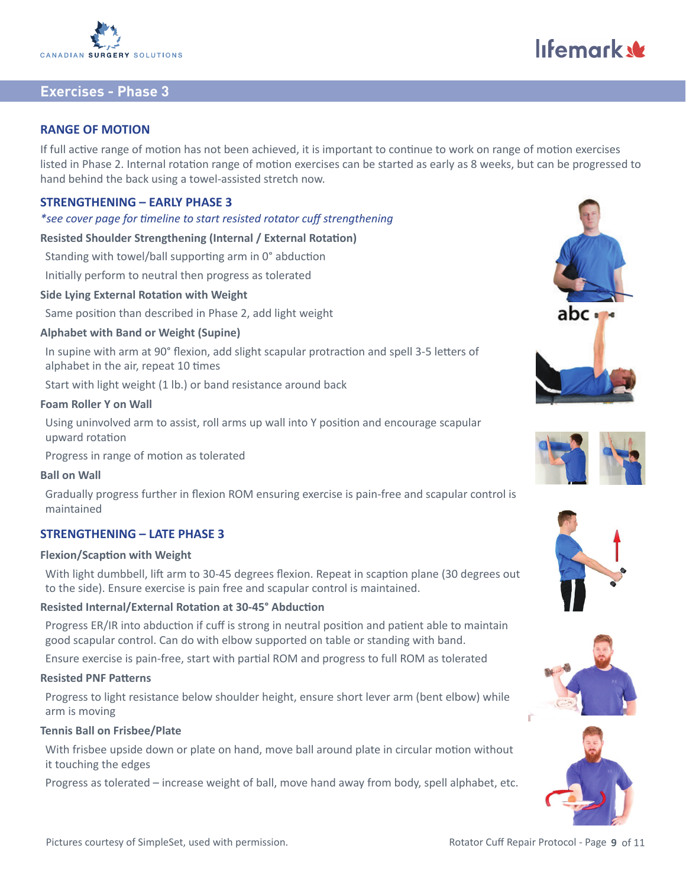## Exercises - Phase 3

### RANGE OF MOTION

If full active range of motion has not been achieved, it is important to continue to work on range of motion exercises listed in Phase 2. Internal rotation range of motion exercises can be started as early as 8 weeks, but can be progressed to hand behind the back using a towel-assisted stretch now.

### STRENGTHENING – EARLY PHASE 3

*\*see cover page for timeline to start resisted rotator cuff strengthening*

**Resisted Shoulder Strengthening (Internal / External Rotation)**

Standing with towel/ball supporting arm in 0° abduction

Initially perform to neutral then progress as tolerated

**Side Lying External Rotation with Weight**

Same position than described in Phase 2, add light weight

**Alphabet with Band or Weight (Supine)**

In supine with arm at 90° flexion, add slight scapular protraction and spell 3-5 letters of alphabet in the air, repeat 10 times

Start with light weight (1 lb.) or band resistance around back

**Foam Roller Y on Wall**

Using uninvolved arm to assist, roll arms up wall into Y position and encourage scapular upward rotation

Progress in range of motion as tolerated

**Ball on Wall**

Gradually progress further in flexion ROM ensuring exercise is pain-free and scapular control is maintained

### STRENGTHENING – LATE PHASE 3

**Flexion/Scaption with Weight**

With light dumbbell, lift arm to 30-45 degrees flexion. Repeat in scaption plane (30 degrees out to the side). Ensure exercise is pain free and scapular control is maintained.

**Resisted Internal/External Rotation at 30-45° Abduction**

Progress ER/IR into abduction if cuff is strong in neutral position and patient able to maintain good scapular control. Can do with elbow supported on table or standing with band.

Ensure exercise is pain-free, start with partial ROM and progress to full ROM as tolerated

**Resisted PNF Patterns**

Progress to light resistance below shoulder height, ensure short lever arm (bent elbow) while arm is moving

**Tennis Ball on Frisbee/Plate**

With frisbee upside down or plate on hand, move ball around plate in circular motion without it touching the edges

Progress as tolerated – increase weight of ball, move hand away from body, spell alphabet, etc.

Pictures courtesy of SimpleSet, used with permission.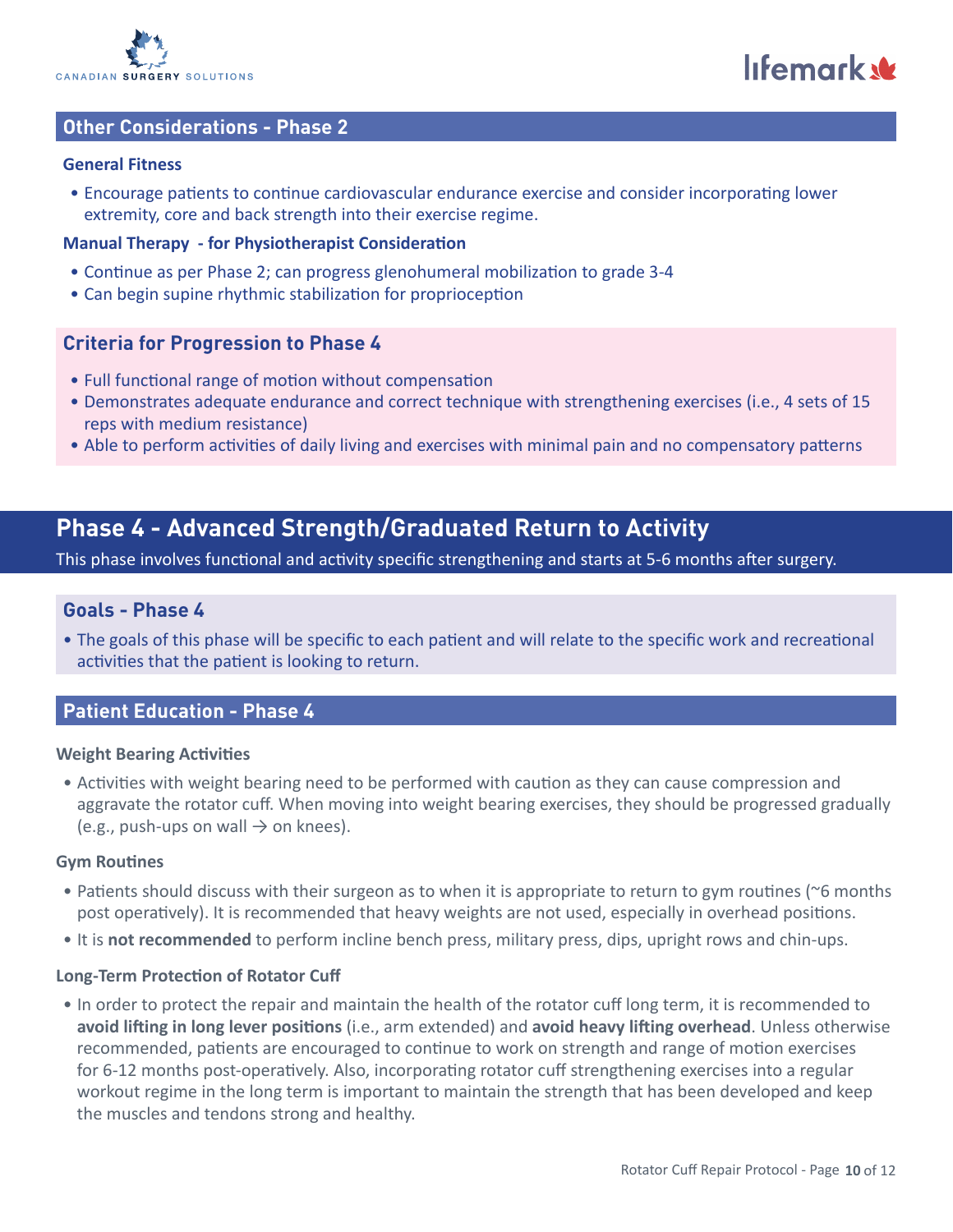## Other Considerations - Phase 2

**General Fitness**

- Encourage patients to continue cardiovascular endurance exercise and consider incorporating lower extremity, core and back strength into their exercise regime.

**Manual Therapy - for Physiotherapist Consideration**

- Continue as per Phase 2; can progress glenohumeral mobilization to grade 3-4
- Can begin supine rhythmic stabilization for proprioception

## Criteria for Progression to Phase 4

- Full functional range of motion without compensation
- Demonstrates adequate endurance and correct technique with strengthening exercises (i.e., 4 sets of 15 reps with medium resistance)
- Able to perform activities of daily living and exercises with minimal pain and no compensatory patterns

# Phase 4 - Advanced Strength/Graduated Return to Activity

This phase involves functional and activity specific strengthening and starts at 5-6 months after surgery.

## Goals - Phase 4

- The goals of this phase will be specific to each patient and will relate to the specific work and recreational activities that the patient is looking to return.

## Patient Education - Phase 4

**Weight Bearing Activities**

- Activities with weight bearing need to be performed with caution as they can cause compression and aggravate the rotator cuff. When moving into weight bearing exercises, they should be progressed gradually (e.g., push-ups on wall → on knees).

**Gym Routines**

- Patients should discuss with their surgeon as to when it is appropriate to return to gym routines (~6 months post operatively). It is recommended that heavy weights are not used, especially in overhead positions.
- It is **not recommended** to perform incline bench press, military press, dips, upright rows and chin-ups.

**Long-Term Protection of Rotator Cuff**

- In order to protect the repair and maintain the health of the rotator cuff long term, it is recommended to **avoid lifting in long lever positions** (i.e., arm extended) and **avoid heavy lifting overhead**. Unless otherwise recommended, patients are encouraged to continue to work on strength and range of motion exercises for 6-12 months post-operatively. Also, incorporating rotator cuff strengthening exercises into a regular workout regime in the long term is important to maintain the strength that has been developed and keep the muscles and tendons strong and healthy.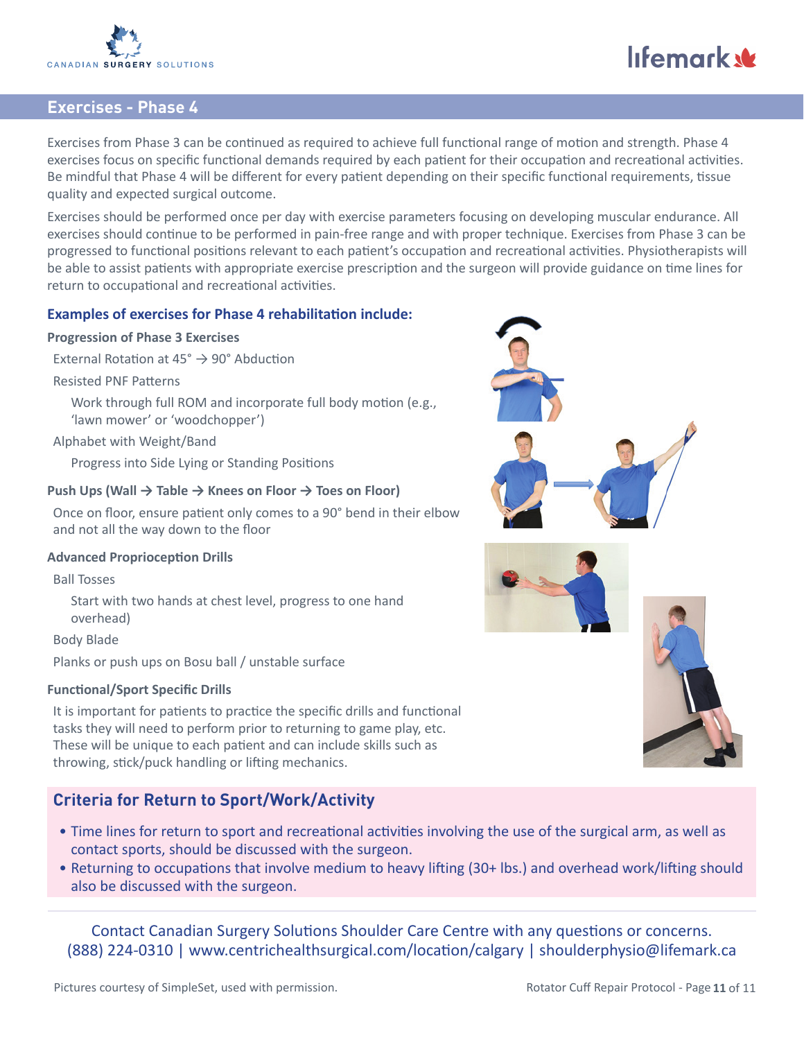## Exercises - Phase 4

Exercises from Phase 3 can be continued as required to achieve full functional range of motion and strength. Phase 4 exercises focus on specific functional demands required by each patient for their occupation and recreational activities. Be mindful that Phase 4 will be different for every patient depending on their specific functional requirements, tissue quality and expected surgical outcome.

Exercises should be performed once per day with exercise parameters focusing on developing muscular endurance. All exercises should continue to be performed in pain-free range and with proper technique. Exercises from Phase 3 can be progressed to functional positions relevant to each patient's occupation and recreational activities. Physiotherapists will be able to assist patients with appropriate exercise prescription and the surgeon will provide guidance on time lines for return to occupational and recreational activities.

### Examples of exercises for Phase 4 rehabilitation include:

**Progression of Phase 3 Exercises**

External Rotation at 45° → 90° Abduction

Resisted PNF Patterns

- Work through full ROM and incorporate full body motion (e.g., 'lawn mower' or 'woodchopper')

Alphabet with Weight/Band

- Progress into Side Lying or Standing Positions

**Push Ups (Wall → Table → Knees on Floor → Toes on Floor)**

Once on floor, ensure patient only comes to a 90° bend in their elbow and not all the way down to the floor

**Advanced Proprioception Drills**

Ball Tosses

- Start with two hands at chest level, progress to one hand overhead)

Body Blade

Planks or push ups on Bosu ball / unstable surface

**Functional/Sport Specific Drills**

It is important for patients to practice the specific drills and functional tasks they will need to perform prior to returning to game play, etc. These will be unique to each patient and can include skills such as throwing, stick/puck handling or lifting mechanics.

### Criteria for Return to Sport/Work/Activity

- Time lines for return to sport and recreational activities involving the use of the surgical arm, as well as contact sports, should be discussed with the surgeon.
- Returning to occupations that involve medium to heavy lifting (30+ lbs.) and overhead work/lifting should also be discussed with the surgeon.

Contact Canadian Surgery Solutions Shoulder Care Centre with any questions or concerns.
(888) 224-0310 | www.centrichealthsurgical.com/location/calgary | shoulderphysio@lifemark.ca

Pictures courtesy of SimpleSet, used with permission.